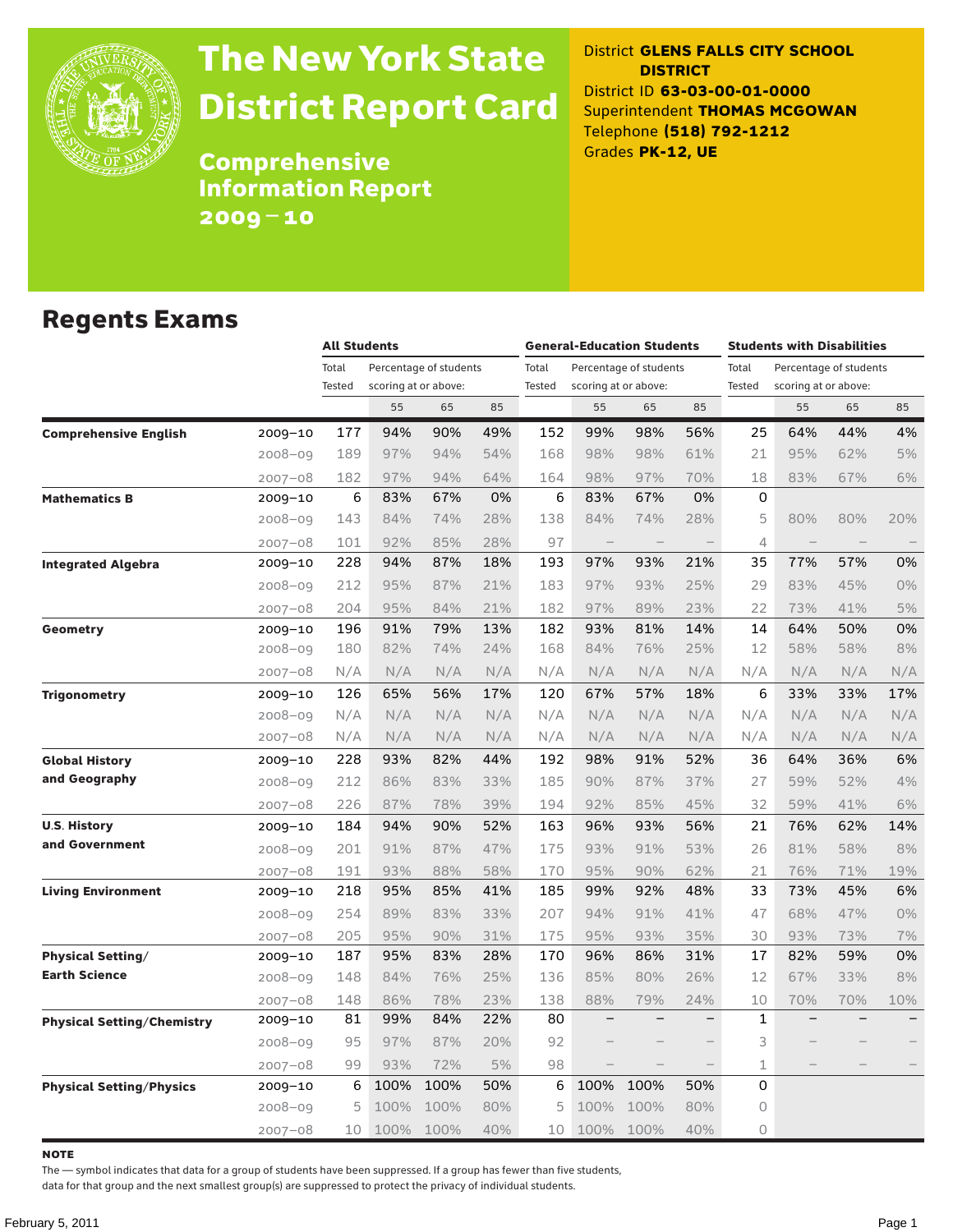# The New York State District Report Card

## Comprehensive Information Report 2009–10

District **GLENS FALLS CITY SCHOOL DISTRICT**
District ID **63-03-00-01-0000**
Superintendent **THOMAS MCGOWAN**
Telephone **(518) 792-1212**
Grades **PK-12, UE**

## Regents Exams

| | | All Students | | | | General-Education Students | | | | Students with Disabilities | | | |
|---|---|---|---|---|---|---|---|---|---|---|---|---|---|
| | | Total Tested | Percentage of students scoring at or above: | | | Total Tested | Percentage of students scoring at or above: | | | Total Tested | Percentage of students scoring at or above: | | |
| | | | 55 | 65 | 85 | | 55 | 65 | 85 | | 55 | 65 | 85 |
| **Comprehensive English** | 2009–10 | 177 | 94% | 90% | 49% | 152 | 99% | 98% | 56% | 25 | 64% | 44% | 4% |
| | 2008–09 | 189 | 97% | 94% | 54% | 168 | 98% | 98% | 61% | 21 | 95% | 62% | 5% |
| | 2007–08 | 182 | 97% | 94% | 64% | 164 | 98% | 97% | 70% | 18 | 83% | 67% | 6% |
| **Mathematics B** | 2009–10 | 6 | 83% | 67% | 0% | 6 | 83% | 67% | 0% | 0 | | | |
| | 2008–09 | 143 | 84% | 74% | 28% | 138 | 84% | 74% | 28% | 5 | 80% | 80% | 20% |
| | 2007–08 | 101 | 92% | 85% | 28% | 97 | – | – | – | 4 | – | – | – |
| **Integrated Algebra** | 2009–10 | 228 | 94% | 87% | 18% | 193 | 97% | 93% | 21% | 35 | 77% | 57% | 0% |
| | 2008–09 | 212 | 95% | 87% | 21% | 183 | 97% | 93% | 25% | 29 | 83% | 45% | 0% |
| | 2007–08 | 204 | 95% | 84% | 21% | 182 | 97% | 89% | 23% | 22 | 73% | 41% | 5% |
| **Geometry** | 2009–10 | 196 | 91% | 79% | 13% | 182 | 93% | 81% | 14% | 14 | 64% | 50% | 0% |
| | 2008–09 | 180 | 82% | 74% | 24% | 168 | 84% | 76% | 25% | 12 | 58% | 58% | 8% |
| | 2007–08 | N/A | N/A | N/A | N/A | N/A | N/A | N/A | N/A | N/A | N/A | N/A | N/A |
| **Trigonometry** | 2009–10 | 126 | 65% | 56% | 17% | 120 | 67% | 57% | 18% | 6 | 33% | 33% | 17% |
| | 2008–09 | N/A | N/A | N/A | N/A | N/A | N/A | N/A | N/A | N/A | N/A | N/A | N/A |
| | 2007–08 | N/A | N/A | N/A | N/A | N/A | N/A | N/A | N/A | N/A | N/A | N/A | N/A |
| **Global History and Geography** | 2009–10 | 228 | 93% | 82% | 44% | 192 | 98% | 91% | 52% | 36 | 64% | 36% | 6% |
| | 2008–09 | 212 | 86% | 83% | 33% | 185 | 90% | 87% | 37% | 27 | 59% | 52% | 4% |
| | 2007–08 | 226 | 87% | 78% | 39% | 194 | 92% | 85% | 45% | 32 | 59% | 41% | 6% |
| **U.S. History and Government** | 2009–10 | 184 | 94% | 90% | 52% | 163 | 96% | 93% | 56% | 21 | 76% | 62% | 14% |
| | 2008–09 | 201 | 91% | 87% | 47% | 175 | 93% | 91% | 53% | 26 | 81% | 58% | 8% |
| | 2007–08 | 191 | 93% | 88% | 58% | 170 | 95% | 90% | 62% | 21 | 76% | 71% | 19% |
| **Living Environment** | 2009–10 | 218 | 95% | 85% | 41% | 185 | 99% | 92% | 48% | 33 | 73% | 45% | 6% |
| | 2008–09 | 254 | 89% | 83% | 33% | 207 | 94% | 91% | 41% | 47 | 68% | 47% | 0% |
| | 2007–08 | 205 | 95% | 90% | 31% | 175 | 95% | 93% | 35% | 30 | 93% | 73% | 7% |
| **Physical Setting/ Earth Science** | 2009–10 | 187 | 95% | 83% | 28% | 170 | 96% | 86% | 31% | 17 | 82% | 59% | 0% |
| | 2008–09 | 148 | 84% | 76% | 25% | 136 | 85% | 80% | 26% | 12 | 67% | 33% | 8% |
| | 2007–08 | 148 | 86% | 78% | 23% | 138 | 88% | 79% | 24% | 10 | 70% | 70% | 10% |
| **Physical Setting/Chemistry** | 2009–10 | 81 | 99% | 84% | 22% | 80 | – | – | – | 1 | – | – | – |
| | 2008–09 | 95 | 97% | 87% | 20% | 92 | – | – | – | 3 | – | – | – |
| | 2007–08 | 99 | 93% | 72% | 5% | 98 | – | – | – | 1 | – | – | – |
| **Physical Setting/Physics** | 2009–10 | 6 | 100% | 100% | 50% | 6 | 100% | 100% | 50% | 0 | | | |
| | 2008–09 | 5 | 100% | 100% | 80% | 5 | 100% | 100% | 80% | 0 | | | |
| | 2007–08 | 10 | 100% | 100% | 40% | 10 | 100% | 100% | 40% | 0 | | | |

**NOTE**

The — symbol indicates that data for a group of students have been suppressed. If a group has fewer than five students, data for that group and the next smallest group(s) are suppressed to protect the privacy of individual students.

February 5, 2011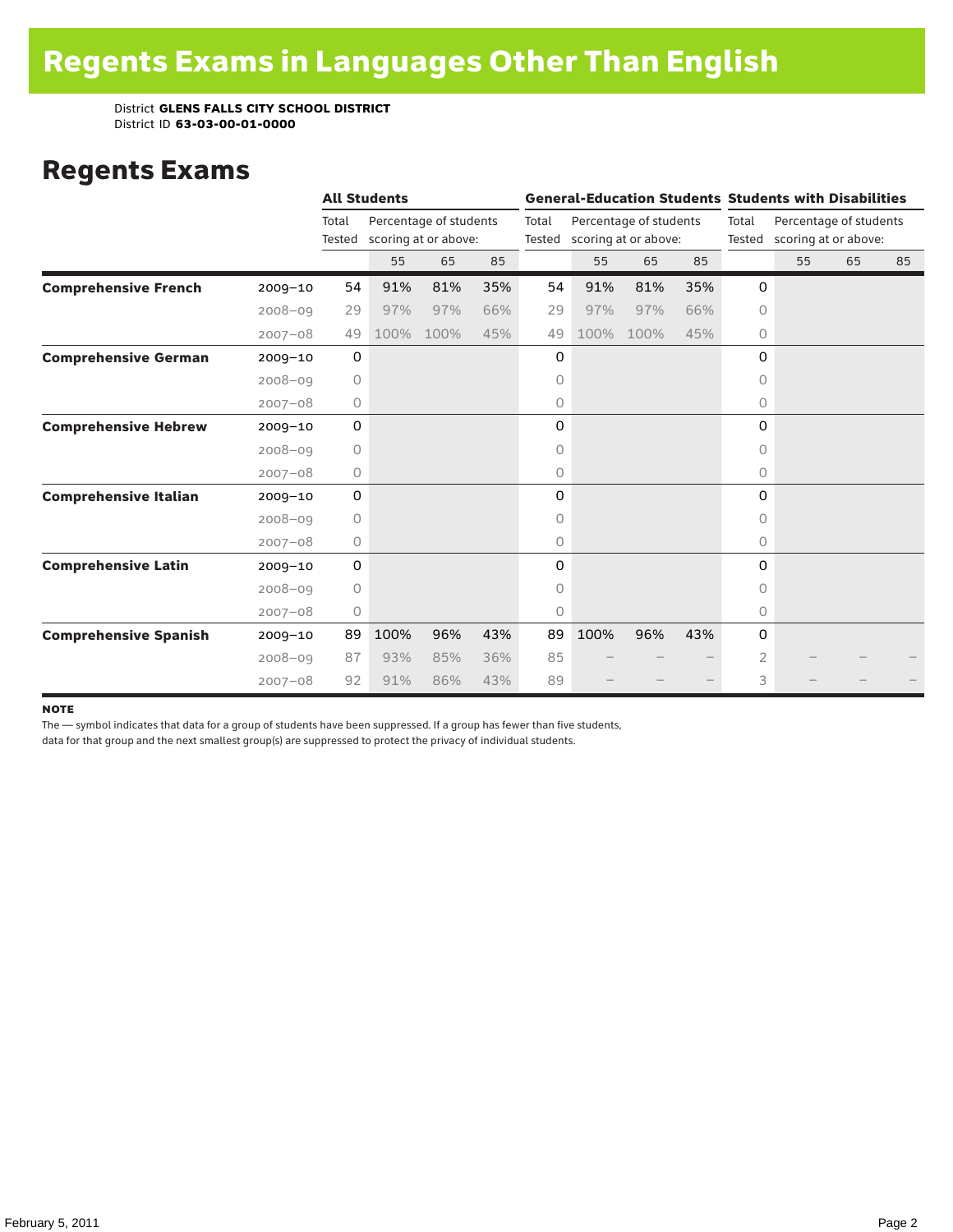# Regents Exams in Languages Other Than English

District **GLENS FALLS CITY SCHOOL DISTRICT**
District ID **63-03-00-01-0000**

## Regents Exams

| | | All Students | | | | General-Education Students | | | | Students with Disabilities | | | |
|---|---|---|---|---|---|---|---|---|---|---|---|---|---|
| | | Total Tested | Percentage of students scoring at or above: | | | Total Tested | Percentage of students scoring at or above: | | | Total Tested | Percentage of students scoring at or above: | | |
| | | | 55 | 65 | 85 | | 55 | 65 | 85 | | 55 | 65 | 85 |
| **Comprehensive French** | 2009–10 | 54 | 91% | 81% | 35% | 54 | 91% | 81% | 35% | 0 | | | |
| | 2008–09 | 29 | 97% | 97% | 66% | 29 | 97% | 97% | 66% | 0 | | | |
| | 2007–08 | 49 | 100% | 100% | 45% | 49 | 100% | 100% | 45% | 0 | | | |
| **Comprehensive German** | 2009–10 | 0 | | | | 0 | | | | 0 | | | |
| | 2008–09 | 0 | | | | 0 | | | | 0 | | | |
| | 2007–08 | 0 | | | | 0 | | | | 0 | | | |
| **Comprehensive Hebrew** | 2009–10 | 0 | | | | 0 | | | | 0 | | | |
| | 2008–09 | 0 | | | | 0 | | | | 0 | | | |
| | 2007–08 | 0 | | | | 0 | | | | 0 | | | |
| **Comprehensive Italian** | 2009–10 | 0 | | | | 0 | | | | 0 | | | |
| | 2008–09 | 0 | | | | 0 | | | | 0 | | | |
| | 2007–08 | 0 | | | | 0 | | | | 0 | | | |
| **Comprehensive Latin** | 2009–10 | 0 | | | | 0 | | | | 0 | | | |
| | 2008–09 | 0 | | | | 0 | | | | 0 | | | |
| | 2007–08 | 0 | | | | 0 | | | | 0 | | | |
| **Comprehensive Spanish** | 2009–10 | 89 | 100% | 96% | 43% | 89 | 100% | 96% | 43% | 0 | | | |
| | 2008–09 | 87 | 93% | 85% | 36% | 85 | – | – | – | 2 | – | – | – |
| | 2007–08 | 92 | 91% | 86% | 43% | 89 | – | – | – | 3 | – | – | – |

**NOTE**

The — symbol indicates that data for a group of students have been suppressed. If a group has fewer than five students, data for that group and the next smallest group(s) are suppressed to protect the privacy of individual students.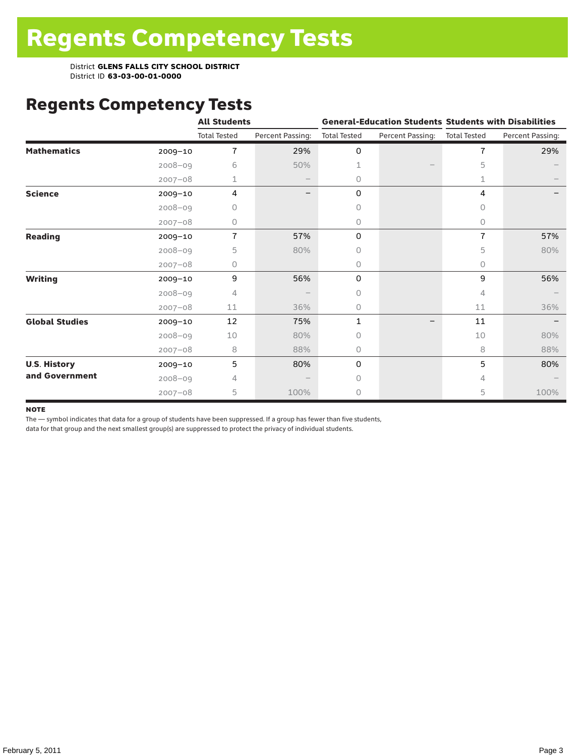# Regents Competency Tests

District **GLENS FALLS CITY SCHOOL DISTRICT**
District ID **63-03-00-01-0000**

## Regents Competency Tests

| | | All Students | | General-Education Students | | Students with Disabilities | |
|---|---|---|---|---|---|---|---|
| | | Total Tested | Percent Passing: | Total Tested | Percent Passing: | Total Tested | Percent Passing: |
| **Mathematics** | 2009–10 | 7 | 29% | 0 | | 7 | 29% |
| | 2008–09 | 6 | 50% | 1 | – | 5 | – |
| | 2007–08 | 1 | – | 0 | | 1 | – |
| **Science** | 2009–10 | 4 | – | 0 | | 4 | – |
| | 2008–09 | 0 | | 0 | | 0 | |
| | 2007–08 | 0 | | 0 | | 0 | |
| **Reading** | 2009–10 | 7 | 57% | 0 | | 7 | 57% |
| | 2008–09 | 5 | 80% | 0 | | 5 | 80% |
| | 2007–08 | 0 | | 0 | | 0 | |
| **Writing** | 2009–10 | 9 | 56% | 0 | | 9 | 56% |
| | 2008–09 | 4 | – | 0 | | 4 | – |
| | 2007–08 | 11 | 36% | 0 | | 11 | 36% |
| **Global Studies** | 2009–10 | 12 | 75% | 1 | – | 11 | – |
| | 2008–09 | 10 | 80% | 0 | | 10 | 80% |
| | 2007–08 | 8 | 88% | 0 | | 8 | 88% |
| **U.S. History and Government** | 2009–10 | 5 | 80% | 0 | | 5 | 80% |
| | 2008–09 | 4 | – | 0 | | 4 | – |
| | 2007–08 | 5 | 100% | 0 | | 5 | 100% |

**NOTE**

The — symbol indicates that data for a group of students have been suppressed. If a group has fewer than five students, data for that group and the next smallest group(s) are suppressed to protect the privacy of individual students.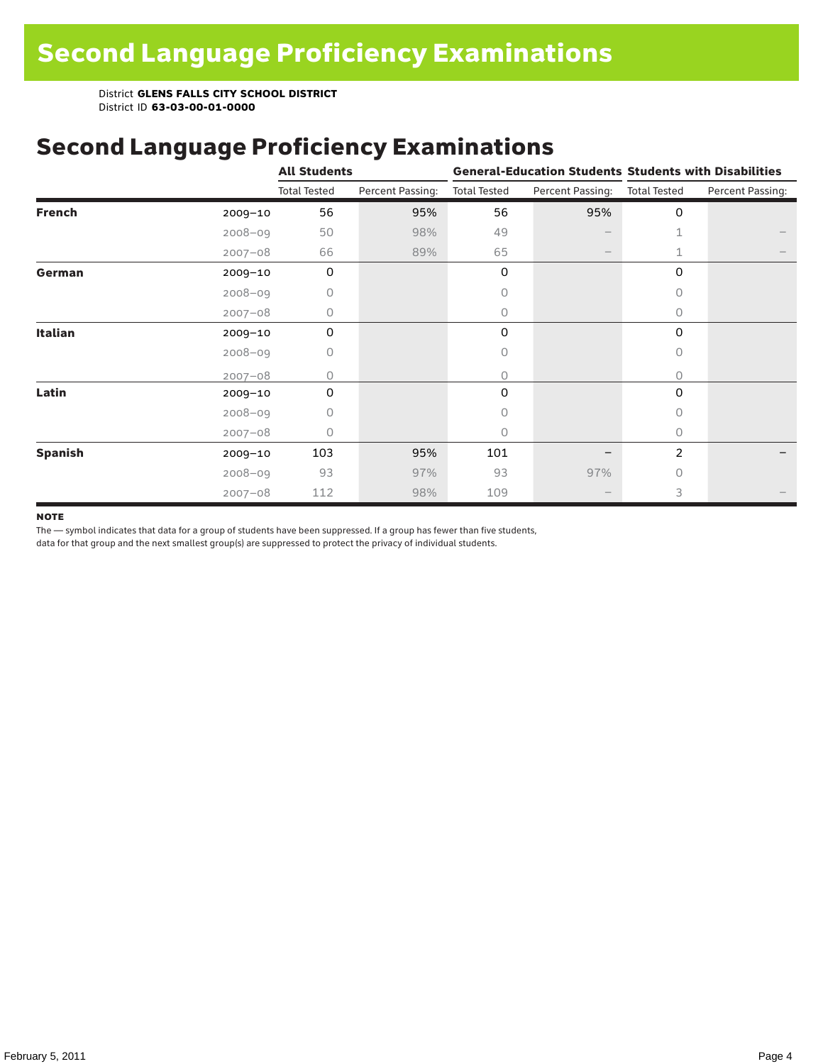# Second Language Proficiency Examinations

District **GLENS FALLS CITY SCHOOL DISTRICT**
District ID **63-03-00-01-0000**

## Second Language Proficiency Examinations

| | | All Students | | General-Education Students | | Students with Disabilities | |
|---|---|---|---|---|---|---|---|
| | | Total Tested | Percent Passing: | Total Tested | Percent Passing: | Total Tested | Percent Passing: |
| **French** | 2009–10 | 56 | 95% | 56 | 95% | 0 | |
| | 2008–09 | 50 | 98% | 49 | – | 1 | – |
| | 2007–08 | 66 | 89% | 65 | – | 1 | – |
| **German** | 2009–10 | 0 | | 0 | | 0 | |
| | 2008–09 | 0 | | 0 | | 0 | |
| | 2007–08 | 0 | | 0 | | 0 | |
| **Italian** | 2009–10 | 0 | | 0 | | 0 | |
| | 2008–09 | 0 | | 0 | | 0 | |
| | 2007–08 | 0 | | 0 | | 0 | |
| **Latin** | 2009–10 | 0 | | 0 | | 0 | |
| | 2008–09 | 0 | | 0 | | 0 | |
| | 2007–08 | 0 | | 0 | | 0 | |
| **Spanish** | 2009–10 | 103 | 95% | 101 | – | 2 | – |
| | 2008–09 | 93 | 97% | 93 | 97% | 0 | |
| | 2007–08 | 112 | 98% | 109 | – | 3 | – |

**NOTE**

The — symbol indicates that data for a group of students have been suppressed. If a group has fewer than five students, data for that group and the next smallest group(s) are suppressed to protect the privacy of individual students.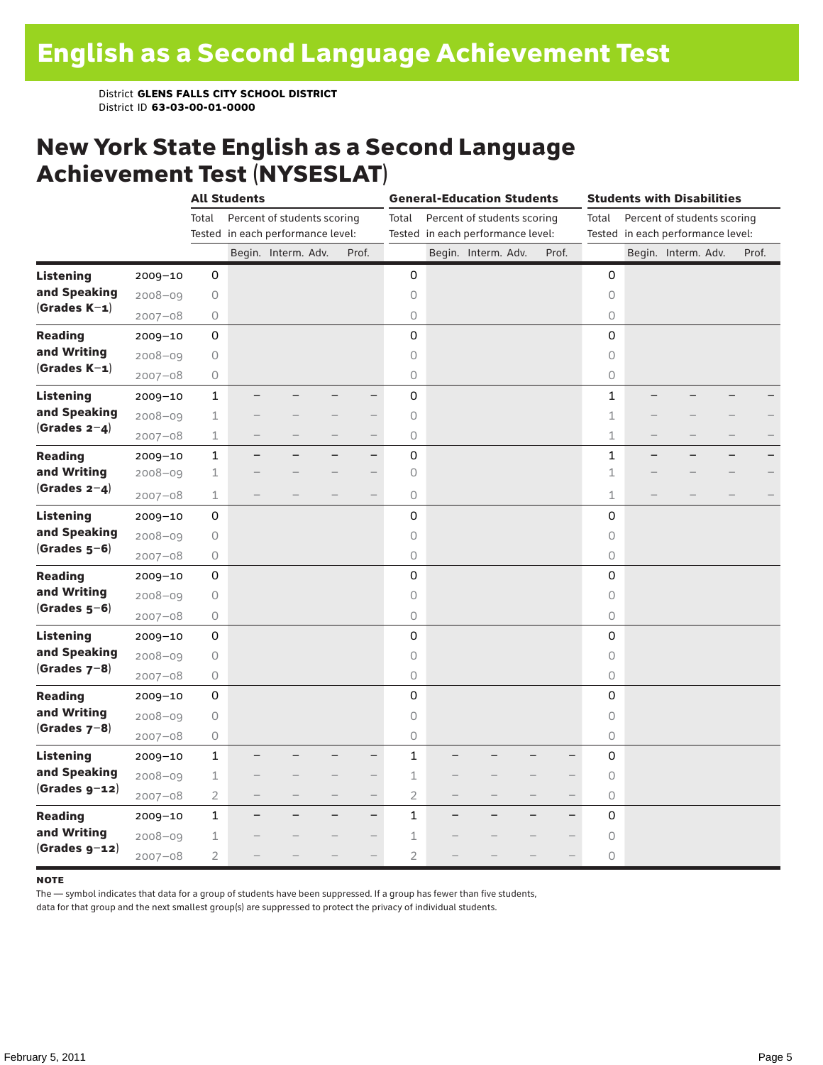# English as a Second Language Achievement Test

District **GLENS FALLS CITY SCHOOL DISTRICT**
District ID **63-03-00-01-0000**

## New York State English as a Second Language Achievement Test (NYSESLAT)

| | | All Students | | | | | General-Education Students | | | | | Students with Disabilities | | | | |
|---|---|---|---|---|---|---|---|---|---|---|---|---|---|---|---|---|
| | | Total Tested | Percent of students scoring in each performance level: | | | | Total Tested | Percent of students scoring in each performance level: | | | | Total Tested | Percent of students scoring in each performance level: | | | |
| | | | Begin. | Interm. | Adv. | Prof. | | Begin. | Interm. | Adv. | Prof. | | Begin. | Interm. | Adv. | Prof. |
| **Listening and Speaking (Grades K–1)** | 2009–10 | 0 | | | | | 0 | | | | | 0 | | | | |
| | 2008–09 | 0 | | | | | 0 | | | | | 0 | | | | |
| | 2007–08 | 0 | | | | | 0 | | | | | 0 | | | | |
| **Reading and Writing (Grades K–1)** | 2009–10 | 0 | | | | | 0 | | | | | 0 | | | | |
| | 2008–09 | 0 | | | | | 0 | | | | | 0 | | | | |
| | 2007–08 | 0 | | | | | 0 | | | | | 0 | | | | |
| **Listening and Speaking (Grades 2–4)** | 2009–10 | 1 | – | – | – | – | 0 | | | | | 1 | – | – | – | – |
| | 2008–09 | 1 | – | – | – | – | 0 | | | | | 1 | – | – | – | – |
| | 2007–08 | 1 | – | – | – | – | 0 | | | | | 1 | – | – | – | – |
| **Reading and Writing (Grades 2–4)** | 2009–10 | 1 | – | – | – | – | 0 | | | | | 1 | – | – | – | – |
| | 2008–09 | 1 | – | – | – | – | 0 | | | | | 1 | – | – | – | – |
| | 2007–08 | 1 | – | – | – | – | 0 | | | | | 1 | – | – | – | – |
| **Listening and Speaking (Grades 5–6)** | 2009–10 | 0 | | | | | 0 | | | | | 0 | | | | |
| | 2008–09 | 0 | | | | | 0 | | | | | 0 | | | | |
| | 2007–08 | 0 | | | | | 0 | | | | | 0 | | | | |
| **Reading and Writing (Grades 5–6)** | 2009–10 | 0 | | | | | 0 | | | | | 0 | | | | |
| | 2008–09 | 0 | | | | | 0 | | | | | 0 | | | | |
| | 2007–08 | 0 | | | | | 0 | | | | | 0 | | | | |
| **Listening and Speaking (Grades 7–8)** | 2009–10 | 0 | | | | | 0 | | | | | 0 | | | | |
| | 2008–09 | 0 | | | | | 0 | | | | | 0 | | | | |
| | 2007–08 | 0 | | | | | 0 | | | | | 0 | | | | |
| **Reading and Writing (Grades 7–8)** | 2009–10 | 0 | | | | | 0 | | | | | 0 | | | | |
| | 2008–09 | 0 | | | | | 0 | | | | | 0 | | | | |
| | 2007–08 | 0 | | | | | 0 | | | | | 0 | | | | |
| **Listening and Speaking (Grades 9–12)** | 2009–10 | 1 | – | – | – | – | 1 | – | – | – | – | 0 | | | | |
| | 2008–09 | 1 | – | – | – | – | 1 | – | – | – | – | 0 | | | | |
| | 2007–08 | 2 | – | – | – | – | 2 | – | – | – | – | 0 | | | | |
| **Reading and Writing (Grades 9–12)** | 2009–10 | 1 | – | – | – | – | 1 | – | – | – | – | 0 | | | | |
| | 2008–09 | 1 | – | – | – | – | 1 | – | – | – | – | 0 | | | | |
| | 2007–08 | 2 | – | – | – | – | 2 | – | – | – | – | 0 | | | | |

**NOTE**

The — symbol indicates that data for a group of students have been suppressed. If a group has fewer than five students, data for that group and the next smallest group(s) are suppressed to protect the privacy of individual students.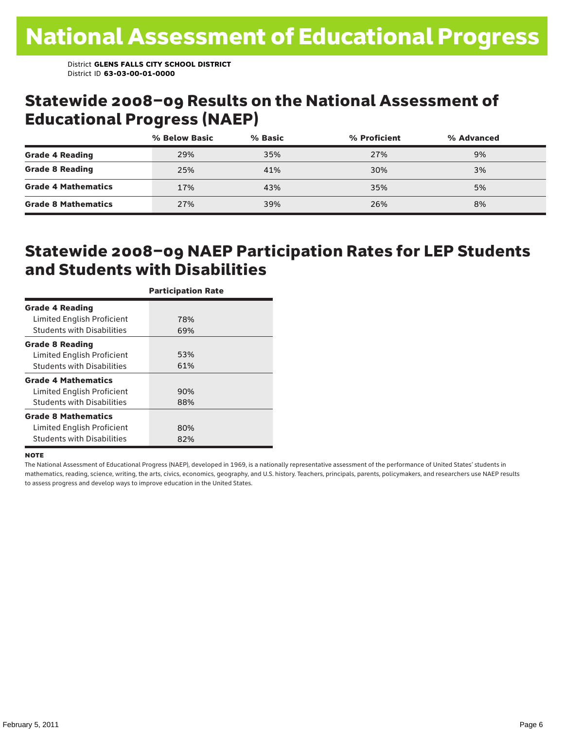# National Assessment of Educational Progress

District **GLENS FALLS CITY SCHOOL DISTRICT**
District ID **63-03-00-01-0000**

## Statewide 2008–09 Results on the National Assessment of Educational Progress (NAEP)

| | % Below Basic | % Basic | % Proficient | % Advanced |
|---|---|---|---|---|
| **Grade 4 Reading** | 29% | 35% | 27% | 9% |
| **Grade 8 Reading** | 25% | 41% | 30% | 3% |
| **Grade 4 Mathematics** | 17% | 43% | 35% | 5% |
| **Grade 8 Mathematics** | 27% | 39% | 26% | 8% |

## Statewide 2008–09 NAEP Participation Rates for LEP Students and Students with Disabilities

| | Participation Rate |
|---|---|
| **Grade 4 Reading** | |
| Limited English Proficient | 78% |
| Students with Disabilities | 69% |
| **Grade 8 Reading** | |
| Limited English Proficient | 53% |
| Students with Disabilities | 61% |
| **Grade 4 Mathematics** | |
| Limited English Proficient | 90% |
| Students with Disabilities | 88% |
| **Grade 8 Mathematics** | |
| Limited English Proficient | 80% |
| Students with Disabilities | 82% |

**NOTE**

The National Assessment of Educational Progress (NAEP), developed in 1969, is a nationally representative assessment of the performance of United States' students in mathematics, reading, science, writing, the arts, civics, economics, geography, and U.S. history. Teachers, principals, parents, policymakers, and researchers use NAEP results to assess progress and develop ways to improve education in the United States.

February 5, 2011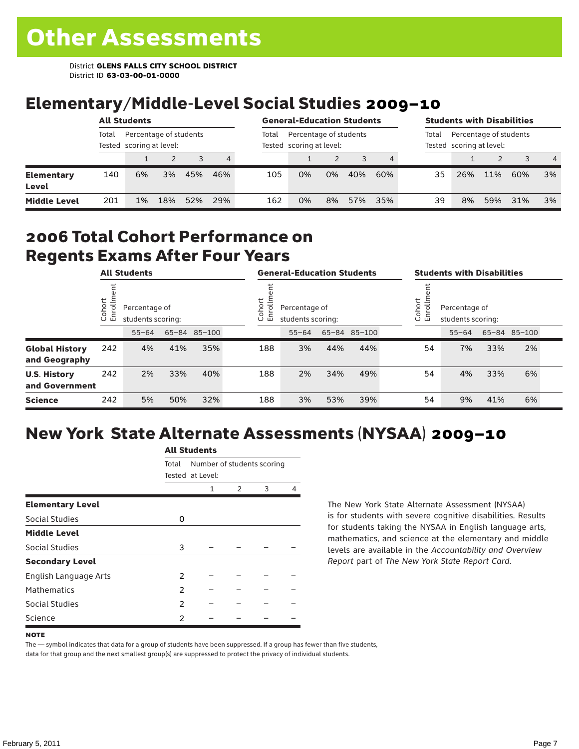# Other Assessments

District **GLENS FALLS CITY SCHOOL DISTRICT**
District ID **63-03-00-01-0000**

## Elementary/Middle-Level Social Studies 2009–10

| | All Students | | | | | General-Education Students | | | | | Students with Disabilities | | | | |
|---|---|---|---|---|---|---|---|---|---|---|---|---|---|---|---|
| | Total Tested | Percentage of students scoring at level: | | | | Total Tested | Percentage of students scoring at level: | | | | Total Tested | Percentage of students scoring at level: | | | |
| | | 1 | 2 | 3 | 4 | | 1 | 2 | 3 | 4 | | 1 | 2 | 3 | 4 |
| **Elementary Level** | 140 | 6% | 3% | 45% | 46% | 105 | 0% | 0% | 40% | 60% | 35 | 26% | 11% | 60% | 3% |
| **Middle Level** | 201 | 1% | 18% | 52% | 29% | 162 | 0% | 8% | 57% | 35% | 39 | 8% | 59% | 31% | 3% |

## 2006 Total Cohort Performance on Regents Exams After Four Years

| | All Students | | | | General-Education Students | | | | Students with Disabilities | | | |
|---|---|---|---|---|---|---|---|---|---|---|---|---|
| | Cohort Enrollment | Percentage of students scoring: | | | Cohort Enrollment | Percentage of students scoring: | | | Cohort Enrollment | Percentage of students scoring: | | |
| | | 55–64 | 65–84 | 85–100 | | 55–64 | 65–84 | 85–100 | | 55–64 | 65–84 | 85–100 |
| **Global History and Geography** | 242 | 4% | 41% | 35% | 188 | 3% | 44% | 44% | 54 | 7% | 33% | 2% |
| **U.S. History and Government** | 242 | 2% | 33% | 40% | 188 | 2% | 34% | 49% | 54 | 4% | 33% | 6% |
| **Science** | 242 | 5% | 50% | 32% | 188 | 3% | 53% | 39% | 54 | 9% | 41% | 6% |

## New York State Alternate Assessments (NYSAA) 2009–10

| | All Students | | | | |
|---|---|---|---|---|---|
| | Total Tested | Number of students scoring at Level: | | | |
| | | 1 | 2 | 3 | 4 |
| **Elementary Level** | | | | | |
| Social Studies | 0 | | | | |
| **Middle Level** | | | | | |
| Social Studies | 3 | – | – | – | – |
| **Secondary Level** | | | | | |
| English Language Arts | 2 | – | – | – | – |
| Mathematics | 2 | – | – | – | – |
| Social Studies | 2 | – | – | – | – |
| Science | 2 | – | – | – | – |

The New York State Alternate Assessment (NYSAA) is for students with severe cognitive disabilities. Results for students taking the NYSAA in English language arts, mathematics, and science at the elementary and middle levels are available in the *Accountability and Overview Report* part of *The New York State Report Card*.

**NOTE**

The — symbol indicates that data for a group of students have been suppressed. If a group has fewer than five students, data for that group and the next smallest group(s) are suppressed to protect the privacy of individual students.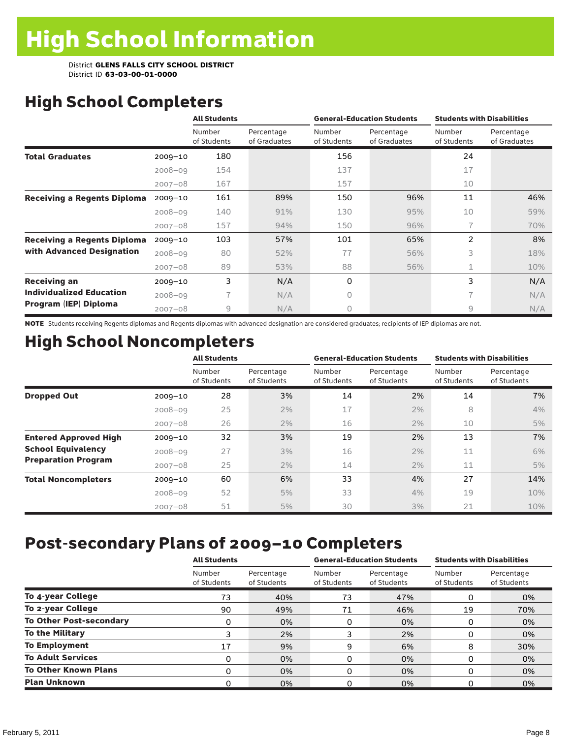# High School Information

District **GLENS FALLS CITY SCHOOL DISTRICT**
District ID **63-03-00-01-0000**

## High School Completers

| | | All Students | | General-Education Students | | Students with Disabilities | |
|---|---|---|---|---|---|---|---|
| | | Number of Students | Percentage of Graduates | Number of Students | Percentage of Graduates | Number of Students | Percentage of Graduates |
| **Total Graduates** | 2009–10 | 180 | | 156 | | 24 | |
| | 2008–09 | 154 | | 137 | | 17 | |
| | 2007–08 | 167 | | 157 | | 10 | |
| **Receiving a Regents Diploma** | 2009–10 | 161 | 89% | 150 | 96% | 11 | 46% |
| | 2008–09 | 140 | 91% | 130 | 95% | 10 | 59% |
| | 2007–08 | 157 | 94% | 150 | 96% | 7 | 70% |
| **Receiving a Regents Diploma with Advanced Designation** | 2009–10 | 103 | 57% | 101 | 65% | 2 | 8% |
| | 2008–09 | 80 | 52% | 77 | 56% | 3 | 18% |
| | 2007–08 | 89 | 53% | 88 | 56% | 1 | 10% |
| **Receiving an Individualized Education Program (IEP) Diploma** | 2009–10 | 3 | N/A | 0 | | 3 | N/A |
| | 2008–09 | 7 | N/A | 0 | | 7 | N/A |
| | 2007–08 | 9 | N/A | 0 | | 9 | N/A |

**NOTE** Students receiving Regents diplomas and Regents diplomas with advanced designation are considered graduates; recipients of IEP diplomas are not.

## High School Noncompleters

| | | All Students | | General-Education Students | | Students with Disabilities | |
|---|---|---|---|---|---|---|---|
| | | Number of Students | Percentage of Students | Number of Students | Percentage of Students | Number of Students | Percentage of Students |
| **Dropped Out** | 2009–10 | 28 | 3% | 14 | 2% | 14 | 7% |
| | 2008–09 | 25 | 2% | 17 | 2% | 8 | 4% |
| | 2007–08 | 26 | 2% | 16 | 2% | 10 | 5% |
| **Entered Approved High School Equivalency Preparation Program** | 2009–10 | 32 | 3% | 19 | 2% | 13 | 7% |
| | 2008–09 | 27 | 3% | 16 | 2% | 11 | 6% |
| | 2007–08 | 25 | 2% | 14 | 2% | 11 | 5% |
| **Total Noncompleters** | 2009–10 | 60 | 6% | 33 | 4% | 27 | 14% |
| | 2008–09 | 52 | 5% | 33 | 4% | 19 | 10% |
| | 2007–08 | 51 | 5% | 30 | 3% | 21 | 10% |

## Post-secondary Plans of 2009–10 Completers

| | All Students | | General-Education Students | | Students with Disabilities | |
|---|---|---|---|---|---|---|
| | Number of Students | Percentage of Students | Number of Students | Percentage of Students | Number of Students | Percentage of Students |
| **To 4-year College** | 73 | 40% | 73 | 47% | 0 | 0% |
| **To 2-year College** | 90 | 49% | 71 | 46% | 19 | 70% |
| **To Other Post-secondary** | 0 | 0% | 0 | 0% | 0 | 0% |
| **To the Military** | 3 | 2% | 3 | 2% | 0 | 0% |
| **To Employment** | 17 | 9% | 9 | 6% | 8 | 30% |
| **To Adult Services** | 0 | 0% | 0 | 0% | 0 | 0% |
| **To Other Known Plans** | 0 | 0% | 0 | 0% | 0 | 0% |
| **Plan Unknown** | 0 | 0% | 0 | 0% | 0 | 0% |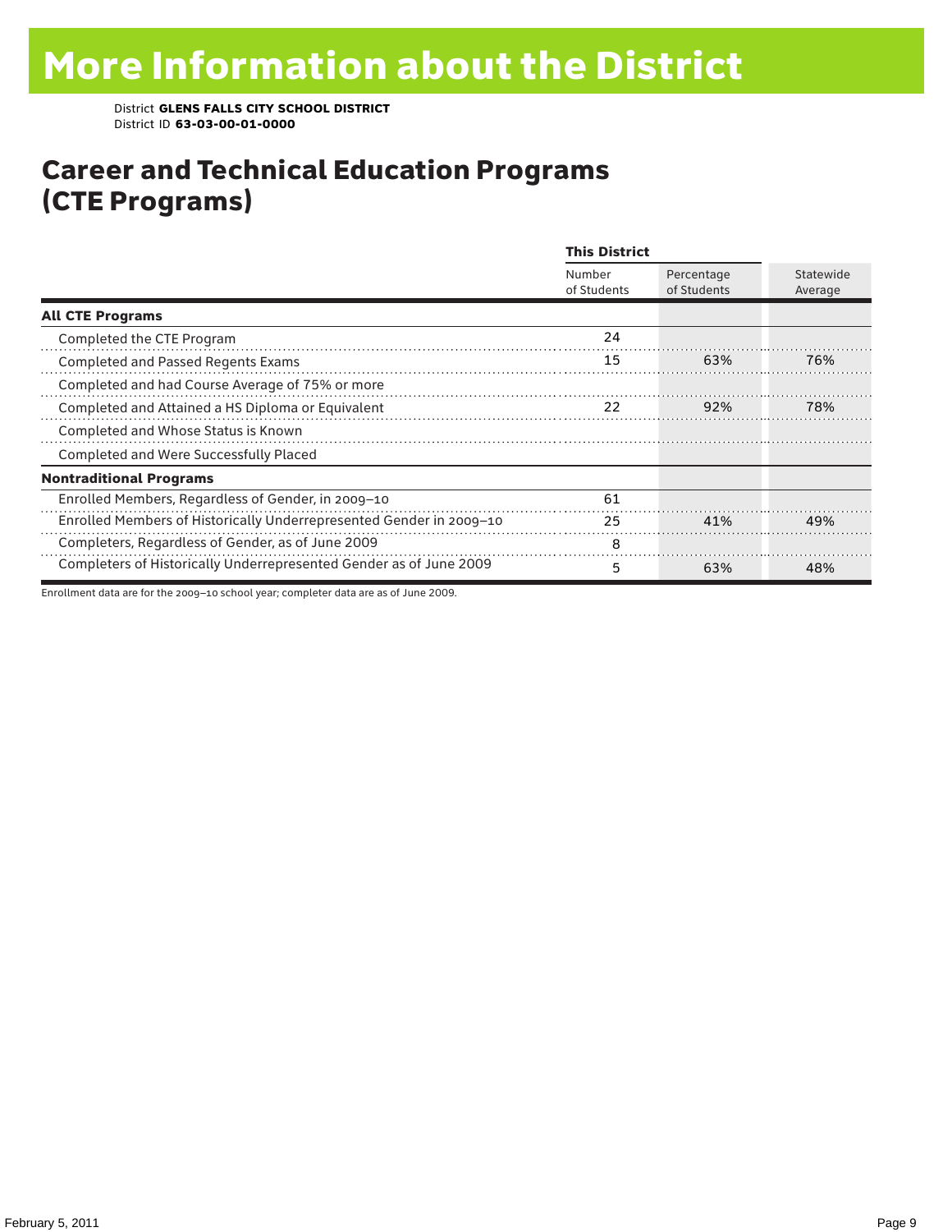# More Information about the District

District **GLENS FALLS CITY SCHOOL DISTRICT**
District ID **63-03-00-01-0000**

## Career and Technical Education Programs (CTE Programs)

| | This District | | |
|---|---|---|---|
| | Number of Students | Percentage of Students | Statewide Average |
| **All CTE Programs** | | | |
| Completed the CTE Program | 24 | | |
| Completed and Passed Regents Exams | 15 | 63% | 76% |
| Completed and had Course Average of 75% or more | | | |
| Completed and Attained a HS Diploma or Equivalent | 22 | 92% | 78% |
| Completed and Whose Status is Known | | | |
| Completed and Were Successfully Placed | | | |
| **Nontraditional Programs** | | | |
| Enrolled Members, Regardless of Gender, in 2009–10 | 61 | | |
| Enrolled Members of Historically Underrepresented Gender in 2009–10 | 25 | 41% | 49% |
| Completers, Regardless of Gender, as of June 2009 | 8 | | |
| Completers of Historically Underrepresented Gender as of June 2009 | 5 | 63% | 48% |

Enrollment data are for the 2009–10 school year; completer data are as of June 2009.